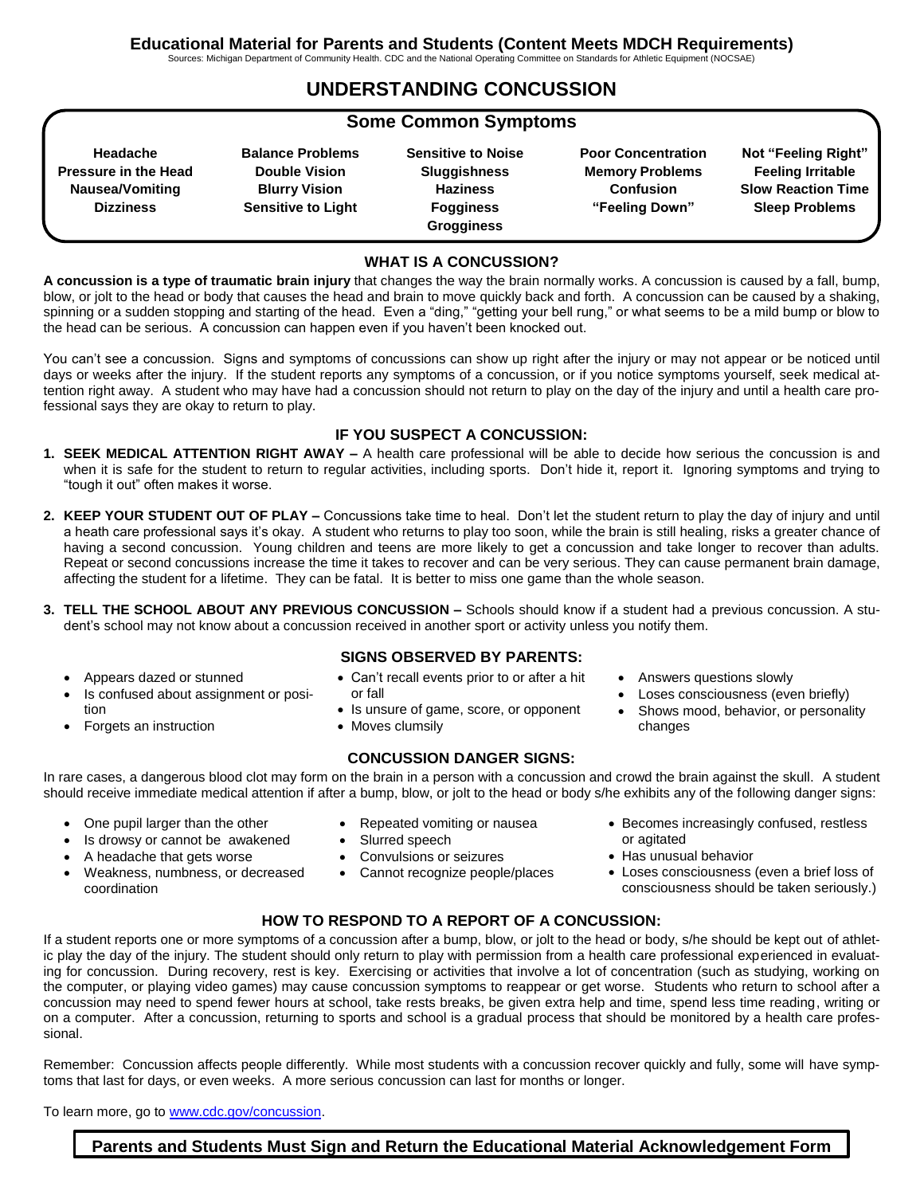**Educational Material for Parents and Students (Content Meets MDCH Requirements)**

Sources: Michigan Department of Community Health. CDC and the National Operating Committee on Standards for Athletic Equipment (NOCSAE)

# UNDERSTANDING CONCUSSION

## Some Common Symptoms

| | | | | |
|---|---|---|---|---|
| **Headache** | **Balance Problems** | **Sensitive to Noise** | **Poor Concentration** | **Not "Feeling Right"** |
| **Pressure in the Head** | **Double Vision** | **Sluggishness** | **Memory Problems** | **Feeling Irritable** |
| **Nausea/Vomiting** | **Blurry Vision** | **Haziness** | **Confusion** | **Slow Reaction Time** |
| **Dizziness** | **Sensitive to Light** | **Fogginess** | **"Feeling Down"** | **Sleep Problems** |
| | | **Grogginess** | | |

## WHAT IS A CONCUSSION?

**A concussion is a type of traumatic brain injury** that changes the way the brain normally works. A concussion is caused by a fall, bump, blow, or jolt to the head or body that causes the head and brain to move quickly back and forth. A concussion can be caused by a shaking, spinning or a sudden stopping and starting of the head. Even a "ding," "getting your bell rung," or what seems to be a mild bump or blow to the head can be serious. A concussion can happen even if you haven't been knocked out.

You can't see a concussion. Signs and symptoms of concussions can show up right after the injury or may not appear or be noticed until days or weeks after the injury. If the student reports any symptoms of a concussion, or if you notice symptoms yourself, seek medical attention right away. A student who may have had a concussion should not return to play on the day of the injury and until a health care professional says they are okay to return to play.

## IF YOU SUSPECT A CONCUSSION:

1. **SEEK MEDICAL ATTENTION RIGHT AWAY –** A health care professional will be able to decide how serious the concussion is and when it is safe for the student to return to regular activities, including sports. Don't hide it, report it. Ignoring symptoms and trying to "tough it out" often makes it worse.
2. **KEEP YOUR STUDENT OUT OF PLAY –** Concussions take time to heal. Don't let the student return to play the day of injury and until a heath care professional says it's okay. A student who returns to play too soon, while the brain is still healing, risks a greater chance of having a second concussion. Young children and teens are more likely to get a concussion and take longer to recover than adults. Repeat or second concussions increase the time it takes to recover and can be very serious. They can cause permanent brain damage, affecting the student for a lifetime. They can be fatal. It is better to miss one game than the whole season.
3. **TELL THE SCHOOL ABOUT ANY PREVIOUS CONCUSSION –** Schools should know if a student had a previous concussion. A student's school may not know about a concussion received in another sport or activity unless you notify them.

## SIGNS OBSERVED BY PARENTS:

- Appears dazed or stunned
- Is confused about assignment or position
- Forgets an instruction
- Can't recall events prior to or after a hit or fall
- Is unsure of game, score, or opponent
- Moves clumsily
- Answers questions slowly
- Loses consciousness (even briefly)
- Shows mood, behavior, or personality changes

## CONCUSSION DANGER SIGNS:

In rare cases, a dangerous blood clot may form on the brain in a person with a concussion and crowd the brain against the skull. A student should receive immediate medical attention if after a bump, blow, or jolt to the head or body s/he exhibits any of the following danger signs:

- One pupil larger than the other
- Is drowsy or cannot be awakened
- A headache that gets worse
- Weakness, numbness, or decreased coordination
- Repeated vomiting or nausea
- Slurred speech
- Convulsions or seizures
- Cannot recognize people/places
- Becomes increasingly confused, restless or agitated
- Has unusual behavior
- Loses consciousness (even a brief loss of consciousness should be taken seriously.)

## HOW TO RESPOND TO A REPORT OF A CONCUSSION:

If a student reports one or more symptoms of a concussion after a bump, blow, or jolt to the head or body, s/he should be kept out of athletic play the day of the injury. The student should only return to play with permission from a health care professional experienced in evaluating for concussion. During recovery, rest is key. Exercising or activities that involve a lot of concentration (such as studying, working on the computer, or playing video games) may cause concussion symptoms to reappear or get worse. Students who return to school after a concussion may need to spend fewer hours at school, take rests breaks, be given extra help and time, spend less time reading, writing or on a computer. After a concussion, returning to sports and school is a gradual process that should be monitored by a health care professional.

Remember: Concussion affects people differently. While most students with a concussion recover quickly and fully, some will have symptoms that last for days, or even weeks. A more serious concussion can last for months or longer.

To learn more, go to www.cdc.gov/concussion.

**Parents and Students Must Sign and Return the Educational Material Acknowledgement Form**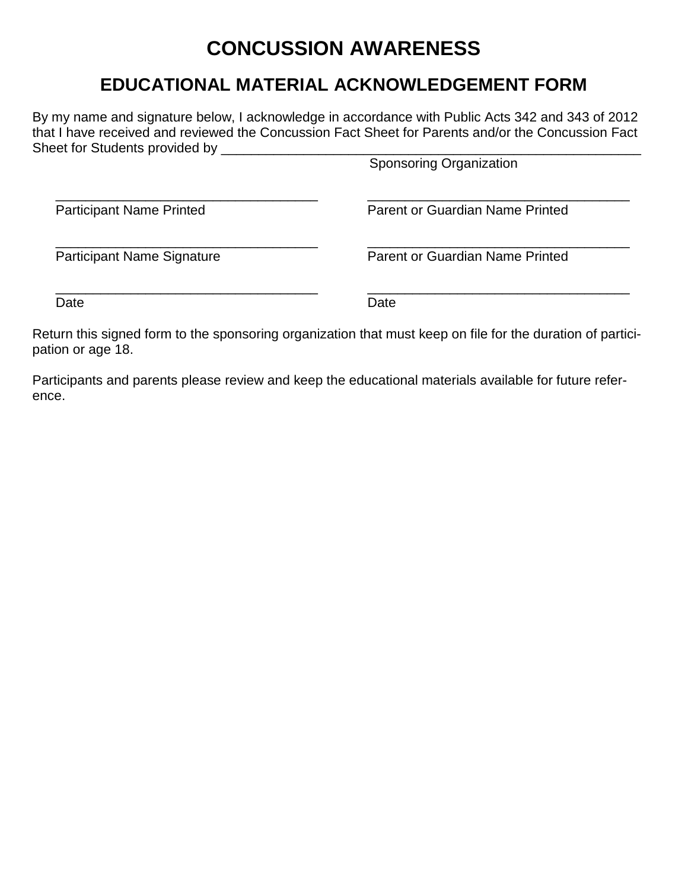# CONCUSSION AWARENESS

## EDUCATIONAL MATERIAL ACKNOWLEDGEMENT FORM

By my name and signature below, I acknowledge in accordance with Public Acts 342 and 343 of 2012 that I have received and reviewed the Concussion Fact Sheet for Parents and/or the Concussion Fact Sheet for Students provided by ____________________________________________________________
Sponsoring Organization

| | |
|---|---|
| ____________________________________ | ____________________________________ |
| Participant Name Printed | Parent or Guardian Name Printed |
| ____________________________________ | ____________________________________ |
| Participant Name Signature | Parent or Guardian Name Printed |
| ____________________________________ | ____________________________________ |
| Date | Date |

Return this signed form to the sponsoring organization that must keep on file for the duration of participation or age 18.

Participants and parents please review and keep the educational materials available for future reference.